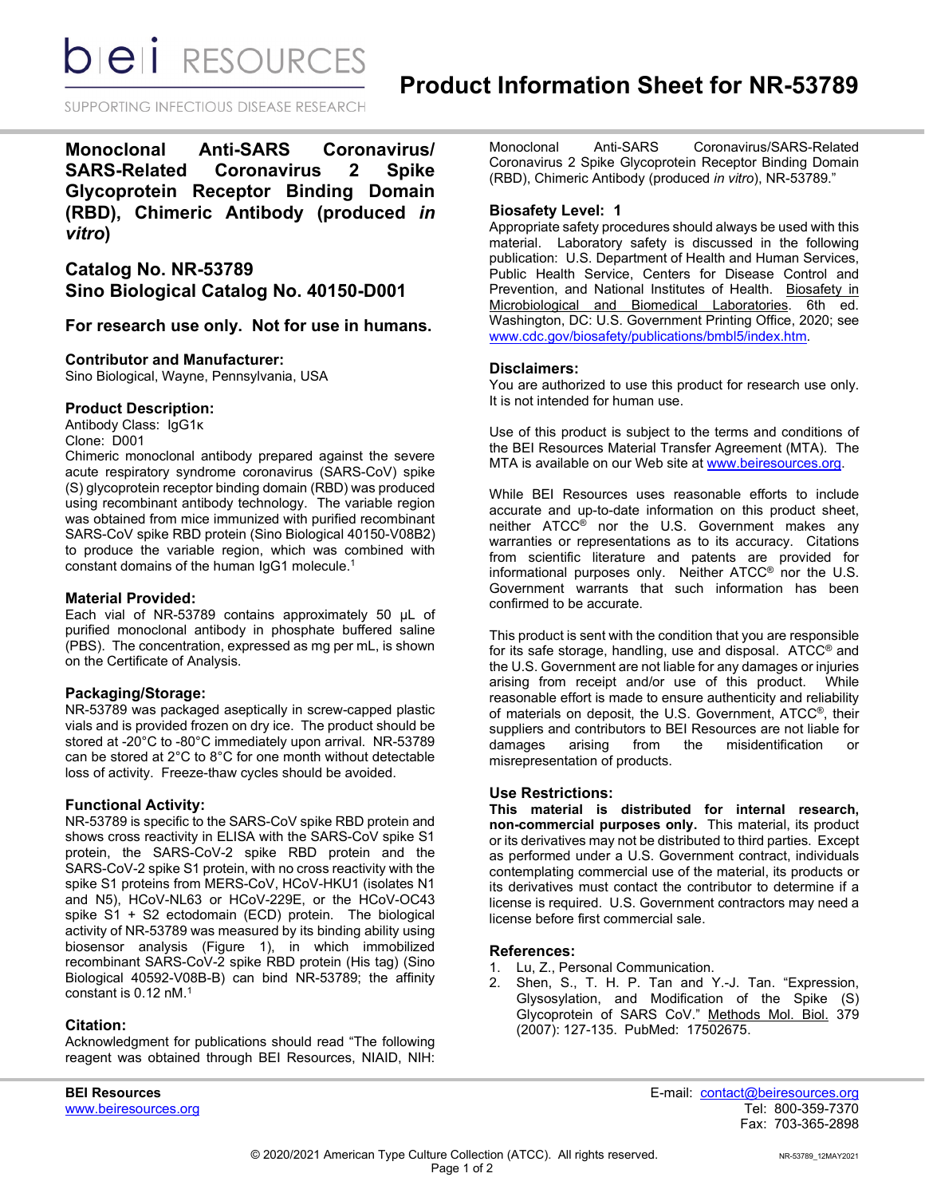# Product Information Sheet for NR-53789

## Monoclonal Anti-SARS Coronavirus/ SARS-Related Coronavirus 2 Spike Glycoprotein Receptor Binding Domain (RBD), Chimeric Antibody (produced *in vitro*)

## Catalog No. NR-53789
## Sino Biological Catalog No. 40150-D001

### For research use only. Not for use in humans.

### Contributor and Manufacturer:

Sino Biological, Wayne, Pennsylvania, USA

### Product Description:

Antibody Class: IgG1κ
Clone: D001
Chimeric monoclonal antibody prepared against the severe acute respiratory syndrome coronavirus (SARS-CoV) spike (S) glycoprotein receptor binding domain (RBD) was produced using recombinant antibody technology. The variable region was obtained from mice immunized with purified recombinant SARS-CoV spike RBD protein (Sino Biological 40150-V08B2) to produce the variable region, which was combined with constant domains of the human IgG1 molecule.[1]

### Material Provided:

Each vial of NR-53789 contains approximately 50 µL of purified monoclonal antibody in phosphate buffered saline (PBS). The concentration, expressed as mg per mL, is shown on the Certificate of Analysis.

### Packaging/Storage:

NR-53789 was packaged aseptically in screw-capped plastic vials and is provided frozen on dry ice. The product should be stored at -20°C to -80°C immediately upon arrival. NR-53789 can be stored at 2°C to 8°C for one month without detectable loss of activity. Freeze-thaw cycles should be avoided.

### Functional Activity:

NR-53789 is specific to the SARS-CoV spike RBD protein and shows cross reactivity in ELISA with the SARS-CoV spike S1 protein, the SARS-CoV-2 spike RBD protein and the SARS-CoV-2 spike S1 protein, with no cross reactivity with the spike S1 proteins from MERS-CoV, HCoV-HKU1 (isolates N1 and N5), HCoV-NL63 or HCoV-229E, or the HCoV-OC43 spike S1 + S2 ectodomain (ECD) protein. The biological activity of NR-53789 was measured by its binding ability using biosensor analysis (Figure 1), in which immobilized recombinant SARS-CoV-2 spike RBD protein (His tag) (Sino Biological 40592-V08B-B) can bind NR-53789; the affinity constant is 0.12 nM.[1]

### Citation:

Acknowledgment for publications should read "The following reagent was obtained through BEI Resources, NIAID, NIH: Monoclonal Anti-SARS Coronavirus/SARS-Related Coronavirus 2 Spike Glycoprotein Receptor Binding Domain (RBD), Chimeric Antibody (produced *in vitro*), NR-53789."

### Biosafety Level: 1

Appropriate safety procedures should always be used with this material. Laboratory safety is discussed in the following publication: U.S. Department of Health and Human Services, Public Health Service, Centers for Disease Control and Prevention, and National Institutes of Health. Biosafety in Microbiological and Biomedical Laboratories. 6th ed. Washington, DC: U.S. Government Printing Office, 2020; see www.cdc.gov/biosafety/publications/bmbl5/index.htm.

### Disclaimers:

You are authorized to use this product for research use only. It is not intended for human use.

Use of this product is subject to the terms and conditions of the BEI Resources Material Transfer Agreement (MTA). The MTA is available on our Web site at www.beiresources.org.

While BEI Resources uses reasonable efforts to include accurate and up-to-date information on this product sheet, neither ATCC® nor the U.S. Government makes any warranties or representations as to its accuracy. Citations from scientific literature and patents are provided for informational purposes only. Neither ATCC® nor the U.S. Government warrants that such information has been confirmed to be accurate.

This product is sent with the condition that you are responsible for its safe storage, handling, use and disposal. ATCC® and the U.S. Government are not liable for any damages or injuries arising from receipt and/or use of this product. While reasonable effort is made to ensure authenticity and reliability of materials on deposit, the U.S. Government, ATCC®, their suppliers and contributors to BEI Resources are not liable for damages arising from the misidentification or misrepresentation of products.

### Use Restrictions:

**This material is distributed for internal research, non-commercial purposes only.** This material, its product or its derivatives may not be distributed to third parties. Except as performed under a U.S. Government contract, individuals contemplating commercial use of the material, its products or its derivatives must contact the contributor to determine if a license is required. U.S. Government contractors may need a license before first commercial sale.

### References:

1. Lu, Z., Personal Communication.
2. Shen, S., T. H. P. Tan and Y.-J. Tan. "Expression, Glysosylation, and Modification of the Spike (S) Glycoprotein of SARS CoV." Methods Mol. Biol. 379 (2007): 127-135. PubMed: 17502675.

**BEI Resources**
www.beiresources.org

E-mail: contact@beiresources.org
Tel: 800-359-7370
Fax: 703-365-2898

© 2020/2021 American Type Culture Collection (ATCC). All rights reserved.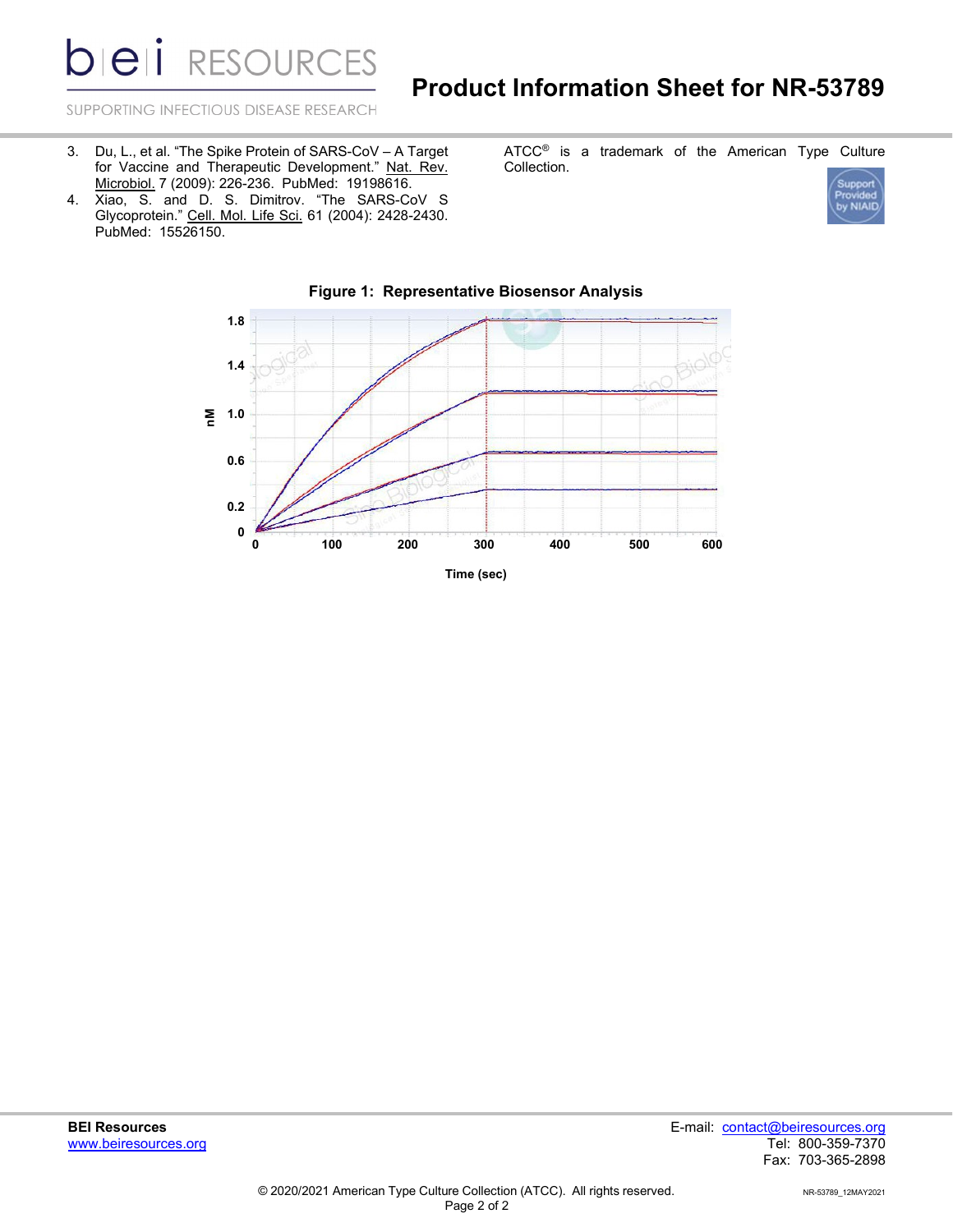3. Du, L., et al. "The Spike Protein of SARS-CoV – A Target for Vaccine and Therapeutic Development." Nat. Rev. Microbiol. 7 (2009): 226-236. PubMed: 19198616.
4. Xiao, S. and D. S. Dimitrov. "The SARS-CoV S Glycoprotein." Cell. Mol. Life Sci. 61 (2004): 2428-2430. PubMed: 15526150.

ATCC® is a trademark of the American Type Culture Collection.

**Figure 1: Representative Biosensor Analysis**

1.8
1.4
1.0
0.6
0.2
0
nM
0
100
200
300
400
500
600
Time (sec)

**BEI Resources**
www.beiresources.org

E-mail: contact@beiresources.org
Tel: 800-359-7370
Fax: 703-365-2898

© 2020/2021 American Type Culture Collection (ATCC). All rights reserved.

NR-53789_12MAY2021